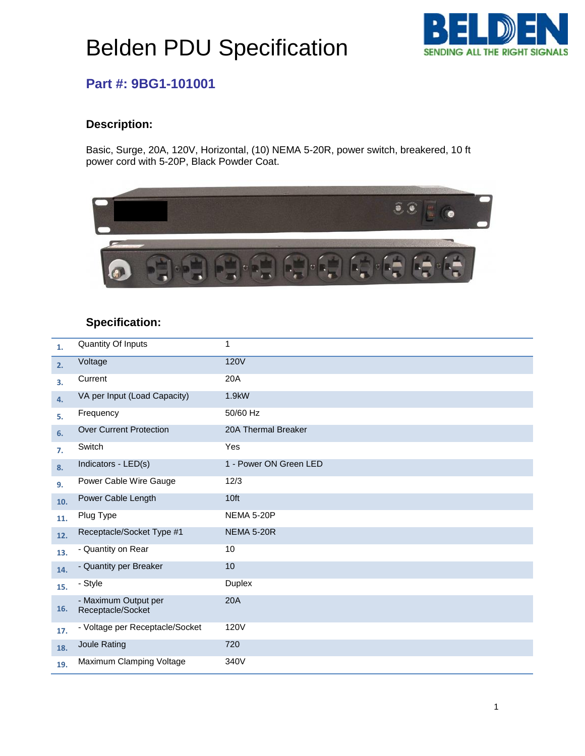# Belden PDU Specification

**Part #: 9BG1-101001**

### Description:

Basic, Surge, 20A, 120V, Horizontal, (10) NEMA 5-20R, power switch, breakered, 10 ft power cord with 5-20P, Black Powder Coat.

### Specification:

| # | Specification | Value |
|---|---|---|
| 1. | Quantity Of Inputs | 1 |
| 2. | Voltage | 120V |
| 3. | Current | 20A |
| 4. | VA per Input (Load Capacity) | 1.9kW |
| 5. | Frequency | 50/60 Hz |
| 6. | Over Current Protection | 20A Thermal Breaker |
| 7. | Switch | Yes |
| 8. | Indicators - LED(s) | 1 - Power ON Green LED |
| 9. | Power Cable Wire Gauge | 12/3 |
| 10. | Power Cable Length | 10ft |
| 11. | Plug Type | NEMA 5-20P |
| 12. | Receptacle/Socket Type #1 | NEMA 5-20R |
| 13. | - Quantity on Rear | 10 |
| 14. | - Quantity per Breaker | 10 |
| 15. | - Style | Duplex |
| 16. | - Maximum Output per Receptacle/Socket | 20A |
| 17. | - Voltage per Receptacle/Socket | 120V |
| 18. | Joule Rating | 720 |
| 19. | Maximum Clamping Voltage | 340V |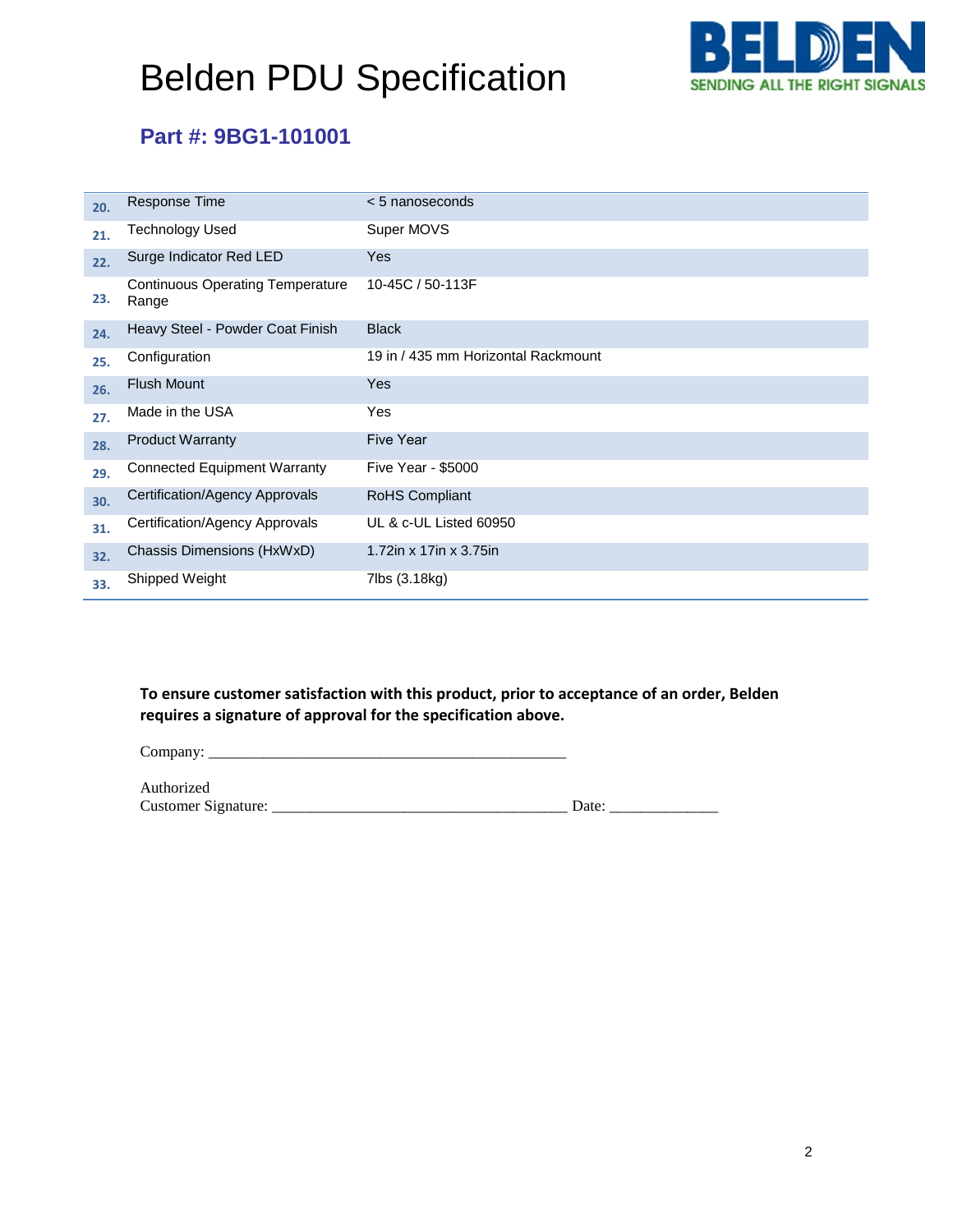# Belden PDU Specification

BELDEN
SENDING ALL THE RIGHT SIGNALS

## Part #: 9BG1-101001

| | | |
|---|---|---|
| 20. | Response Time | < 5 nanoseconds |
| 21. | Technology Used | Super MOVS |
| 22. | Surge Indicator Red LED | Yes |
| 23. | Continuous Operating Temperature Range | 10-45C / 50-113F |
| 24. | Heavy Steel - Powder Coat Finish | Black |
| 25. | Configuration | 19 in / 435 mm Horizontal Rackmount |
| 26. | Flush Mount | Yes |
| 27. | Made in the USA | Yes |
| 28. | Product Warranty | Five Year |
| 29. | Connected Equipment Warranty | Five Year - $5000 |
| 30. | Certification/Agency Approvals | RoHS Compliant |
| 31. | Certification/Agency Approvals | UL & c-UL Listed 60950 |
| 32. | Chassis Dimensions (HxWxD) | 1.72in x 17in x 3.75in |
| 33. | Shipped Weight | 7lbs (3.18kg) |

**To ensure customer satisfaction with this product, prior to acceptance of an order, Belden requires a signature of approval for the specification above.**

Company: ______________________________________________

Authorized
Customer Signature: ______________________________________ Date: ______________